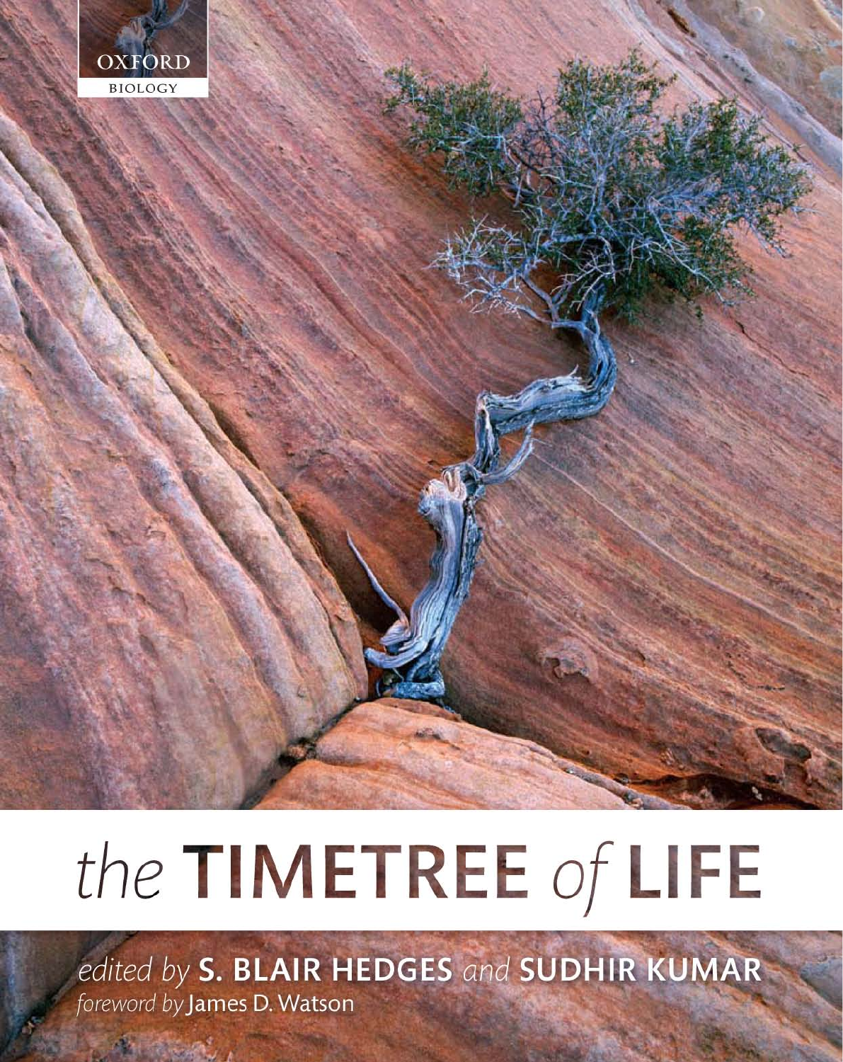OXFORD

BIOLOGY

# *the* TIMETREE *of* LIFE

*edited by* **S. BLAIR HEDGES** *and* **SUDHIR KUMAR**

*foreword by* James D. Watson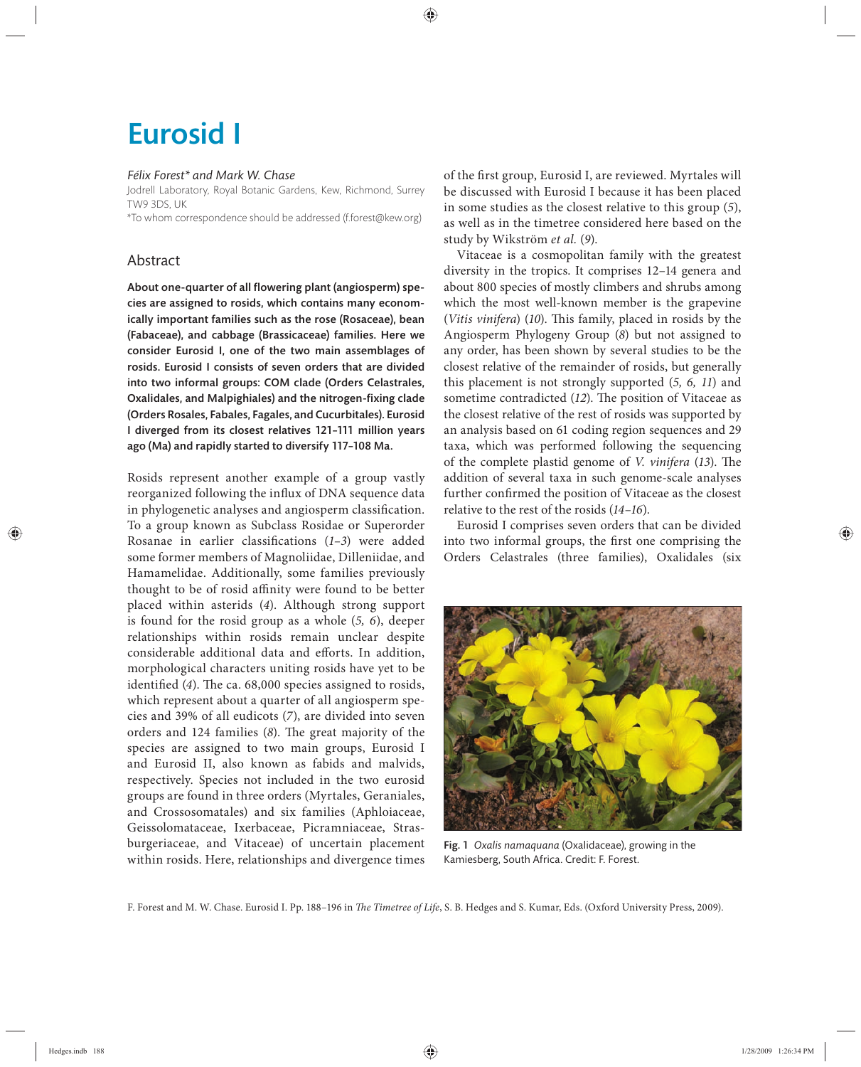# Eurosid I

*Félix Forest\* and Mark W. Chase*

Jodrell Laboratory, Royal Botanic Gardens, Kew, Richmond, Surrey TW9 3DS, UK

\*To whom correspondence should be addressed (f.forest@kew.org)

## Abstract

**About one-quarter of all flowering plant (angiosperm) species are assigned to rosids, which contains many economically important families such as the rose (Rosaceae), bean (Fabaceae), and cabbage (Brassicaceae) families. Here we consider Eurosid I, one of the two main assemblages of rosids. Eurosid I consists of seven orders that are divided into two informal groups: COM clade (Orders Celastrales, Oxalidales, and Malpighiales) and the nitrogen-fixing clade (Orders Rosales, Fabales, Fagales, and Cucurbitales). Eurosid I diverged from its closest relatives 121–111 million years ago (Ma) and rapidly started to diversify 117–108 Ma.**

Rosids represent another example of a group vastly reorganized following the influx of DNA sequence data in phylogenetic analyses and angiosperm classification. To a group known as Subclass Rosidae or Superorder Rosanae in earlier classifications (*1–3*) were added some former members of Magnoliidae, Dilleniidae, and Hamamelidae. Additionally, some families previously thought to be of rosid affinity were found to be better placed within asterids (*4*). Although strong support is found for the rosid group as a whole (*5, 6*), deeper relationships within rosids remain unclear despite considerable additional data and efforts. In addition, morphological characters uniting rosids have yet to be identified (*4*). The ca. 68,000 species assigned to rosids, which represent about a quarter of all angiosperm species and 39% of all eudicots (*7*), are divided into seven orders and 124 families (*8*). The great majority of the species are assigned to two main groups, Eurosid I and Eurosid II, also known as fabids and malvids, respectively. Species not included in the two eurosid groups are found in three orders (Myrtales, Geraniales, and Crossosomatales) and six families (Aphloiaceae, Geissolomataceae, Ixerbaceae, Picramniaceae, Strasburgeriaceae, and Vitaceae) of uncertain placement within rosids. Here, relationships and divergence times of the first group, Eurosid I, are reviewed. Myrtales will be discussed with Eurosid I because it has been placed in some studies as the closest relative to this group (*5*), as well as in the timetree considered here based on the study by Wikström *et al.* (*9*).

Vitaceae is a cosmopolitan family with the greatest diversity in the tropics. It comprises 12–14 genera and about 800 species of mostly climbers and shrubs among which the most well-known member is the grapevine (*Vitis vinifera*) (*10*). This family, placed in rosids by the Angiosperm Phylogeny Group (*8*) but not assigned to any order, has been shown by several studies to be the closest relative of the remainder of rosids, but generally this placement is not strongly supported (*5, 6, 11*) and sometime contradicted (*12*). The position of Vitaceae as the closest relative of the rest of rosids was supported by an analysis based on 61 coding region sequences and 29 taxa, which was performed following the sequencing of the complete plastid genome of *V. vinifera* (*13*). The addition of several taxa in such genome-scale analyses further confirmed the position of Vitaceae as the closest relative to the rest of the rosids (*14–16*).

Eurosid I comprises seven orders that can be divided into two informal groups, the first one comprising the Orders Celastrales (three families), Oxalidales (six

**Fig. 1** *Oxalis namaquana* (Oxalidaceae), growing in the Kamiesberg, South Africa. Credit: F. Forest.

F. Forest and M. W. Chase. Eurosid I. Pp. 188–196 in *The Timetree of Life*, S. B. Hedges and S. Kumar, Eds. (Oxford University Press, 2009).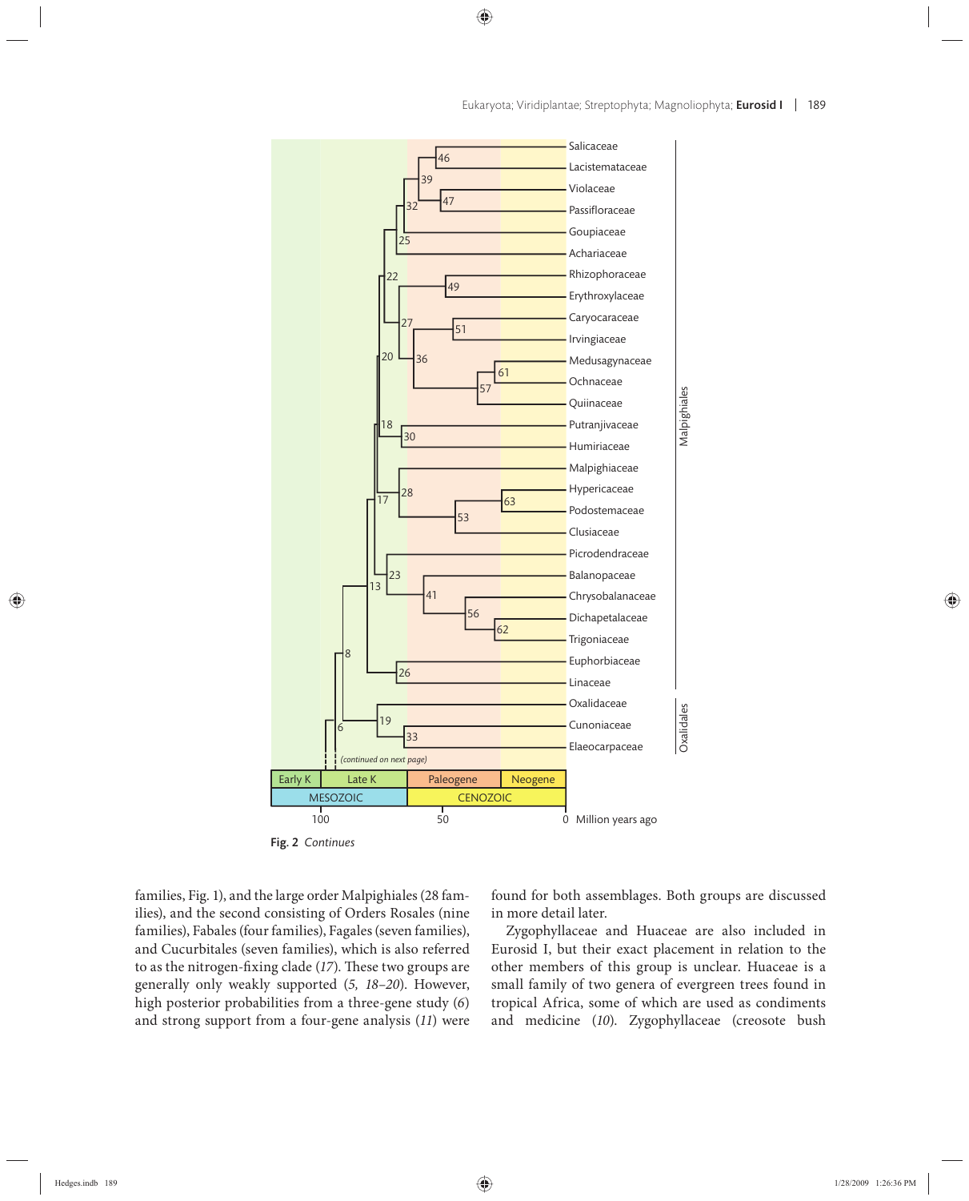Fig. 2 *Continues*

families, Fig. 1), and the large order Malpighiales (28 families), and the second consisting of Orders Rosales (nine families), Fabales (four families), Fagales (seven families), and Cucurbitales (seven families), which is also referred to as the nitrogen-fixing clade (*17*). These two groups are generally only weakly supported (*5, 18–20*). However, high posterior probabilities from a three-gene study (*6*) and strong support from a four-gene analysis (*11*) were found for both assemblages. Both groups are discussed in more detail later.

Zygophyllaceae and Huaceae are also included in Eurosid I, but their exact placement in relation to the other members of this group is unclear. Huaceae is a small family of two genera of evergreen trees found in tropical Africa, some of which are used as condiments and medicine (*10*). Zygophyllaceae (creosote bush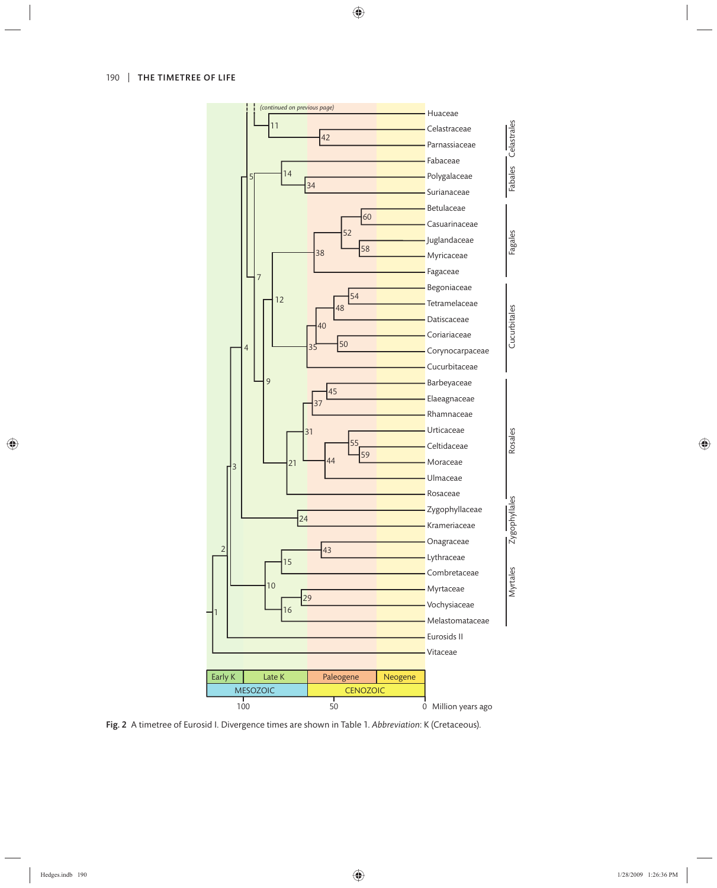Fig. 2 A timetree of Eurosid I. Divergence times are shown in Table 1. *Abbreviation*: K (Cretaceous).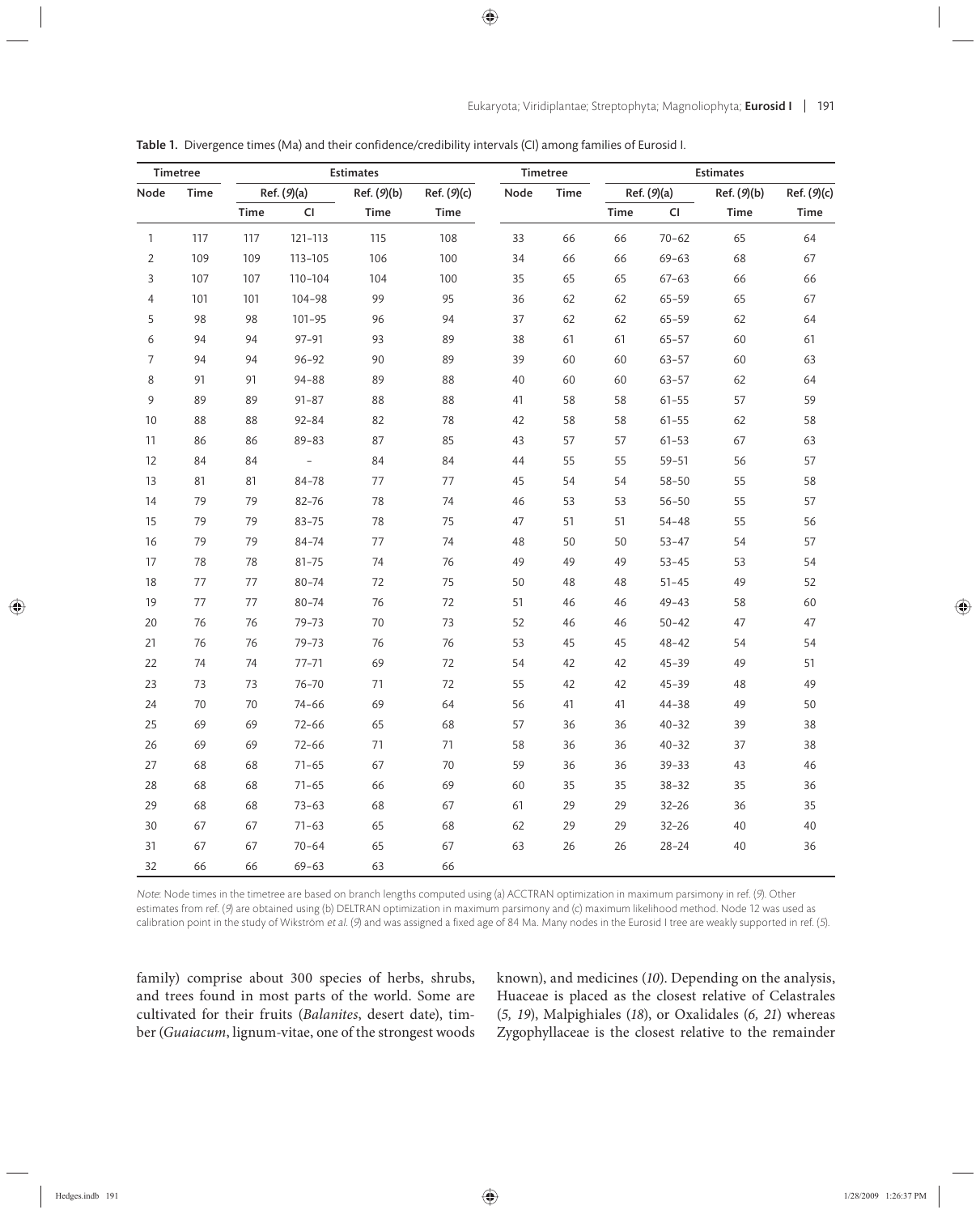**Table 1.** Divergence times (Ma) and their confidence/credibility intervals (CI) among families of Eurosid I.

| Timetree | | Estimates | | | | Timetree | | Estimates | | | |
|---|---|---|---|---|---|---|---|---|---|---|---|
| Node | Time | Ref. (*9*)(a) | | Ref. (*9*)(b) | Ref. (*9*)(c) | Node | Time | Ref. (*9*)(a) | | Ref. (*9*)(b) | Ref. (*9*)(c) |
| | | Time | CI | Time | Time | | | Time | CI | Time | Time |
| 1 | 117 | 117 | 121–113 | 115 | 108 | 33 | 66 | 66 | 70–62 | 65 | 64 |
| 2 | 109 | 109 | 113–105 | 106 | 100 | 34 | 66 | 66 | 69–63 | 68 | 67 |
| 3 | 107 | 107 | 110–104 | 104 | 100 | 35 | 65 | 65 | 67–63 | 66 | 66 |
| 4 | 101 | 101 | 104–98 | 99 | 95 | 36 | 62 | 62 | 65–59 | 65 | 67 |
| 5 | 98 | 98 | 101–95 | 96 | 94 | 37 | 62 | 62 | 65–59 | 62 | 64 |
| 6 | 94 | 94 | 97–91 | 93 | 89 | 38 | 61 | 61 | 65–57 | 60 | 61 |
| 7 | 94 | 94 | 96–92 | 90 | 89 | 39 | 60 | 60 | 63–57 | 60 | 63 |
| 8 | 91 | 91 | 94–88 | 89 | 88 | 40 | 60 | 60 | 63–57 | 62 | 64 |
| 9 | 89 | 89 | 91–87 | 88 | 88 | 41 | 58 | 58 | 61–55 | 57 | 59 |
| 10 | 88 | 88 | 92–84 | 82 | 78 | 42 | 58 | 58 | 61–55 | 62 | 58 |
| 11 | 86 | 86 | 89–83 | 87 | 85 | 43 | 57 | 57 | 61–53 | 67 | 63 |
| 12 | 84 | 84 | – | 84 | 84 | 44 | 55 | 55 | 59–51 | 56 | 57 |
| 13 | 81 | 81 | 84–78 | 77 | 77 | 45 | 54 | 54 | 58–50 | 55 | 58 |
| 14 | 79 | 79 | 82–76 | 78 | 74 | 46 | 53 | 53 | 56–50 | 55 | 57 |
| 15 | 79 | 79 | 83–75 | 78 | 75 | 47 | 51 | 51 | 54–48 | 55 | 56 |
| 16 | 79 | 79 | 84–74 | 77 | 74 | 48 | 50 | 50 | 53–47 | 54 | 57 |
| 17 | 78 | 78 | 81–75 | 74 | 76 | 49 | 49 | 49 | 53–45 | 53 | 54 |
| 18 | 77 | 77 | 80–74 | 72 | 75 | 50 | 48 | 48 | 51–45 | 49 | 52 |
| 19 | 77 | 77 | 80–74 | 76 | 72 | 51 | 46 | 46 | 49–43 | 58 | 60 |
| 20 | 76 | 76 | 79–73 | 70 | 73 | 52 | 46 | 46 | 50–42 | 47 | 47 |
| 21 | 76 | 76 | 79–73 | 76 | 76 | 53 | 45 | 45 | 48–42 | 54 | 54 |
| 22 | 74 | 74 | 77–71 | 69 | 72 | 54 | 42 | 42 | 45–39 | 49 | 51 |
| 23 | 73 | 73 | 76–70 | 71 | 72 | 55 | 42 | 42 | 45–39 | 48 | 49 |
| 24 | 70 | 70 | 74–66 | 69 | 64 | 56 | 41 | 41 | 44–38 | 49 | 50 |
| 25 | 69 | 69 | 72–66 | 65 | 68 | 57 | 36 | 36 | 40–32 | 39 | 38 |
| 26 | 69 | 69 | 72–66 | 71 | 71 | 58 | 36 | 36 | 40–32 | 37 | 38 |
| 27 | 68 | 68 | 71–65 | 67 | 70 | 59 | 36 | 36 | 39–33 | 43 | 46 |
| 28 | 68 | 68 | 71–65 | 66 | 69 | 60 | 35 | 35 | 38–32 | 35 | 36 |
| 29 | 68 | 68 | 73–63 | 68 | 67 | 61 | 29 | 29 | 32–26 | 36 | 35 |
| 30 | 67 | 67 | 71–63 | 65 | 68 | 62 | 29 | 29 | 32–26 | 40 | 40 |
| 31 | 67 | 67 | 70–64 | 65 | 67 | 63 | 26 | 26 | 28–24 | 40 | 36 |
| 32 | 66 | 66 | 69–63 | 63 | 66 | | | | | | |

*Note*: Node times in the timetree are based on branch lengths computed using (a) ACCTRAN optimization in maximum parsimony in ref. (*9*). Other estimates from ref. (*9*) are obtained using (b) DELTRAN optimization in maximum parsimony and (c) maximum likelihood method. Node 12 was used as calibration point in the study of Wikström *et al*. (*9*) and was assigned a fixed age of 84 Ma. Many nodes in the Eurosid I tree are weakly supported in ref. (*5*).

family) comprise about 300 species of herbs, shrubs, and trees found in most parts of the world. Some are cultivated for their fruits (*Balanites*, desert date), timber (*Guaiacum*, lignum-vitae, one of the strongest woods known), and medicines (*10*). Depending on the analysis, Huaceae is placed as the closest relative of Celastrales (*5, 19*), Malpighiales (*18*), or Oxalidales (*6, 21*) whereas Zygophyllaceae is the closest relative to the remainder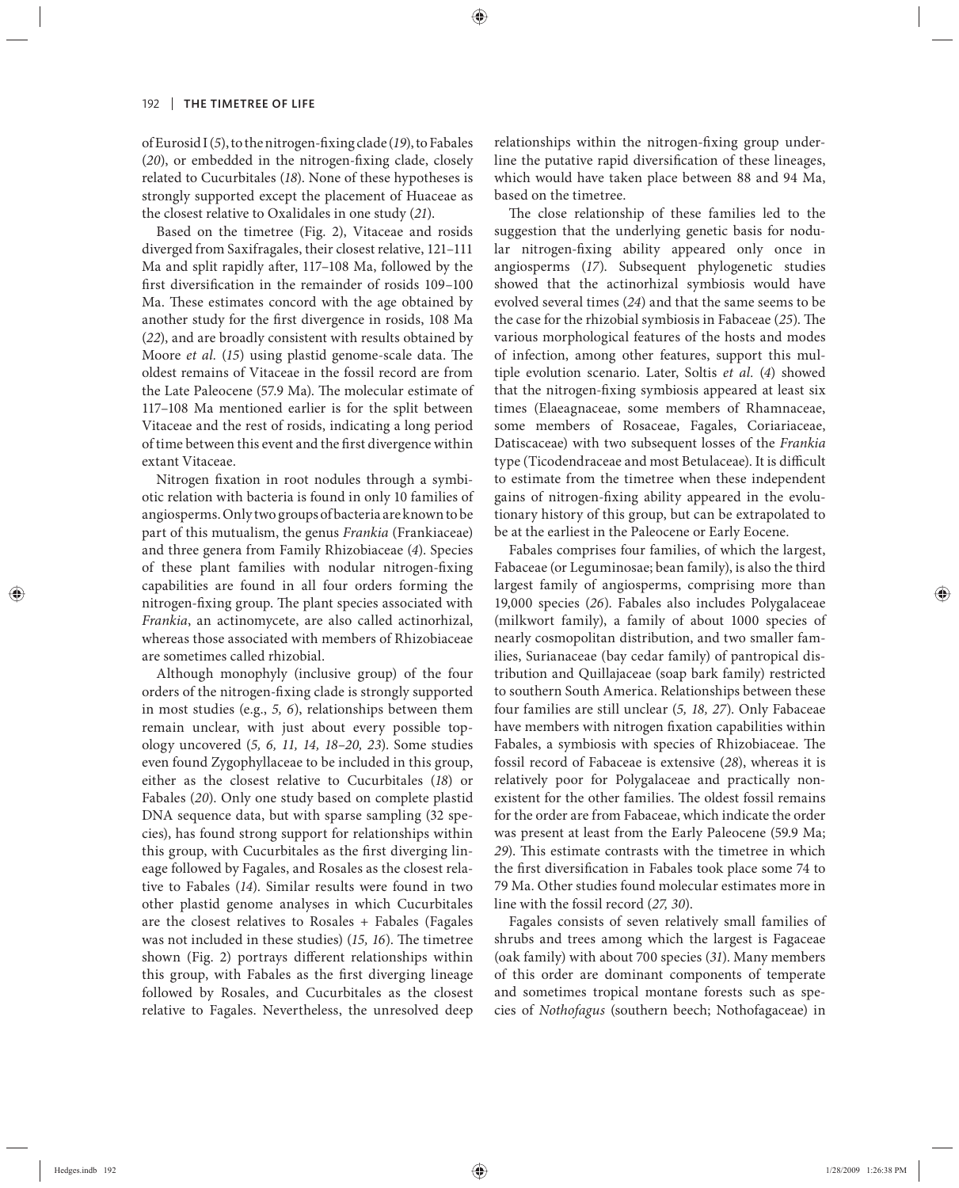of Eurosid I (*5*), to the nitrogen-fixing clade (*19*), to Fabales (*20*), or embedded in the nitrogen-fixing clade, closely related to Cucurbitales (*18*). None of these hypotheses is strongly supported except the placement of Huaceae as the closest relative to Oxalidales in one study (*21*).

Based on the timetree (Fig. 2), Vitaceae and rosids diverged from Saxifragales, their closest relative, 121–111 Ma and split rapidly after, 117–108 Ma, followed by the first diversification in the remainder of rosids 109–100 Ma. These estimates concord with the age obtained by another study for the first divergence in rosids, 108 Ma (*22*), and are broadly consistent with results obtained by Moore *et al.* (*15*) using plastid genome-scale data. The oldest remains of Vitaceae in the fossil record are from the Late Paleocene (57.9 Ma). The molecular estimate of 117–108 Ma mentioned earlier is for the split between Vitaceae and the rest of rosids, indicating a long period of time between this event and the first divergence within extant Vitaceae.

Nitrogen fixation in root nodules through a symbiotic relation with bacteria is found in only 10 families of angiosperms. Only two groups of bacteria are known to be part of this mutualism, the genus *Frankia* (Frankiaceae) and three genera from Family Rhizobiaceae (*4*). Species of these plant families with nodular nitrogen-fixing capabilities are found in all four orders forming the nitrogen-fixing group. The plant species associated with *Frankia*, an actinomycete, are also called actinorhizal, whereas those associated with members of Rhizobiaceae are sometimes called rhizobial.

Although monophyly (inclusive group) of the four orders of the nitrogen-fixing clade is strongly supported in most studies (e.g., *5, 6*), relationships between them remain unclear, with just about every possible topology uncovered (*5, 6, 11, 14, 18–20, 23*). Some studies even found Zygophyllaceae to be included in this group, either as the closest relative to Cucurbitales (*18*) or Fabales (*20*). Only one study based on complete plastid DNA sequence data, but with sparse sampling (32 species), has found strong support for relationships within this group, with Cucurbitales as the first diverging lineage followed by Fagales, and Rosales as the closest relative to Fabales (*14*). Similar results were found in two other plastid genome analyses in which Cucurbitales are the closest relatives to Rosales + Fabales (Fagales was not included in these studies) (*15, 16*). The timetree shown (Fig. 2) portrays different relationships within this group, with Fabales as the first diverging lineage followed by Rosales, and Cucurbitales as the closest relative to Fagales. Nevertheless, the unresolved deep relationships within the nitrogen-fixing group underline the putative rapid diversification of these lineages, which would have taken place between 88 and 94 Ma, based on the timetree.

The close relationship of these families led to the suggestion that the underlying genetic basis for nodular nitrogen-fixing ability appeared only once in angiosperms (*17*). Subsequent phylogenetic studies showed that the actinorhizal symbiosis would have evolved several times (*24*) and that the same seems to be the case for the rhizobial symbiosis in Fabaceae (*25*). The various morphological features of the hosts and modes of infection, among other features, support this multiple evolution scenario. Later, Soltis *et al.* (*4*) showed that the nitrogen-fixing symbiosis appeared at least six times (Elaeagnaceae, some members of Rhamnaceae, some members of Rosaceae, Fagales, Coriariaceae, Datiscaceae) with two subsequent losses of the *Frankia* type (Ticodendraceae and most Betulaceae). It is difficult to estimate from the timetree when these independent gains of nitrogen-fixing ability appeared in the evolutionary history of this group, but can be extrapolated to be at the earliest in the Paleocene or Early Eocene.

Fabales comprises four families, of which the largest, Fabaceae (or Leguminosae; bean family), is also the third largest family of angiosperms, comprising more than 19,000 species (*26*). Fabales also includes Polygalaceae (milkwort family), a family of about 1000 species of nearly cosmopolitan distribution, and two smaller families, Surianaceae (bay cedar family) of pantropical distribution and Quillajaceae (soap bark family) restricted to southern South America. Relationships between these four families are still unclear (*5, 18, 27*). Only Fabaceae have members with nitrogen fixation capabilities within Fabales, a symbiosis with species of Rhizobiaceae. The fossil record of Fabaceae is extensive (*28*), whereas it is relatively poor for Polygalaceae and practically nonexistent for the other families. The oldest fossil remains for the order are from Fabaceae, which indicate the order was present at least from the Early Paleocene (59.9 Ma; *29*). This estimate contrasts with the timetree in which the first diversification in Fabales took place some 74 to 79 Ma. Other studies found molecular estimates more in line with the fossil record (*27, 30*).

Fagales consists of seven relatively small families of shrubs and trees among which the largest is Fagaceae (oak family) with about 700 species (*31*). Many members of this order are dominant components of temperate and sometimes tropical montane forests such as species of *Nothofagus* (southern beech; Nothofagaceae) in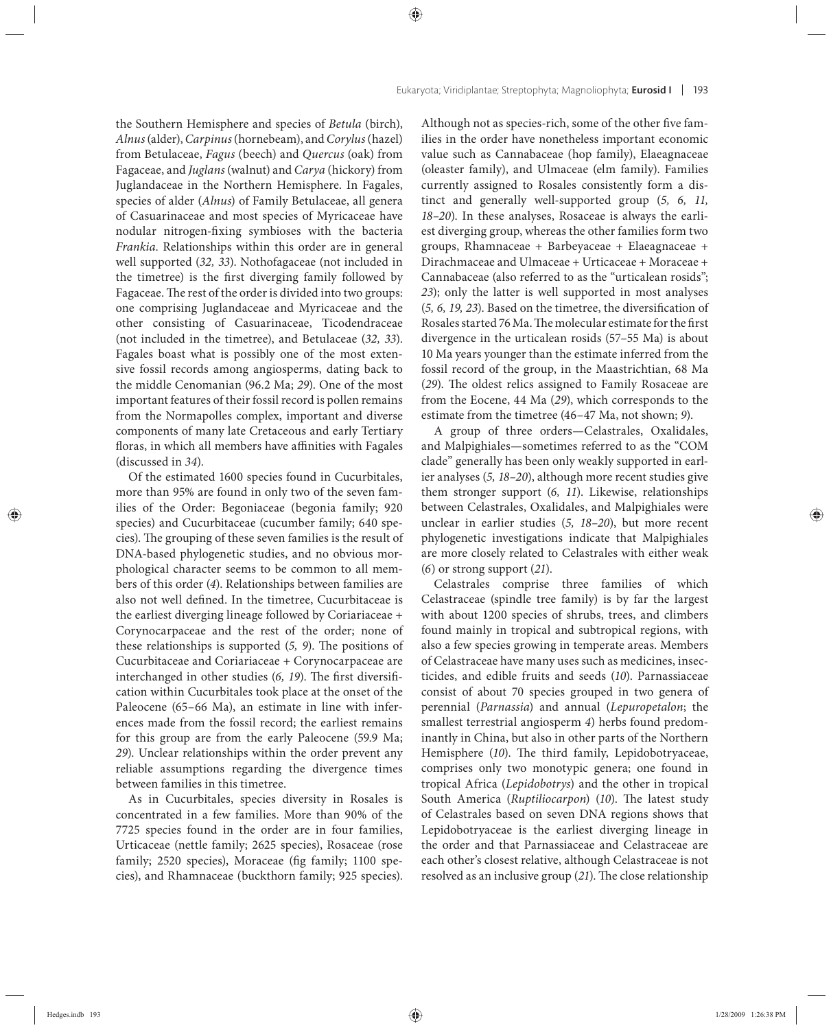the Southern Hemisphere and species of *Betula* (birch), *Alnus* (alder), *Carpinus* (hornebeam), and *Corylus* (hazel) from Betulaceae, *Fagus* (beech) and *Quercus* (oak) from Fagaceae, and *Juglans* (walnut) and *Carya* (hickory) from Juglandaceae in the Northern Hemisphere. In Fagales, species of alder (*Alnus*) of Family Betulaceae, all genera of Casuarinaceae and most species of Myricaceae have nodular nitrogen-fixing symbioses with the bacteria *Frankia*. Relationships within this order are in general well supported (*32, 33*). Nothofagaceae (not included in the timetree) is the first diverging family followed by Fagaceae. The rest of the order is divided into two groups: one comprising Juglandaceae and Myricaceae and the other consisting of Casuarinaceae, Ticodendraceae (not included in the timetree), and Betulaceae (*32, 33*). Fagales boast what is possibly one of the most extensive fossil records among angiosperms, dating back to the middle Cenomanian (96.2 Ma; *29*). One of the most important features of their fossil record is pollen remains from the Normapolles complex, important and diverse components of many late Cretaceous and early Tertiary floras, in which all members have affinities with Fagales (discussed in *34*).

Of the estimated 1600 species found in Cucurbitales, more than 95% are found in only two of the seven families of the Order: Begoniaceae (begonia family; 920 species) and Cucurbitaceae (cucumber family; 640 species). The grouping of these seven families is the result of DNA-based phylogenetic studies, and no obvious morphological character seems to be common to all members of this order (*4*). Relationships between families are also not well defined. In the timetree, Cucurbitaceae is the earliest diverging lineage followed by Coriariaceae + Corynocarpaceae and the rest of the order; none of these relationships is supported (*5, 9*). The positions of Cucurbitaceae and Coriariaceae + Corynocarpaceae are interchanged in other studies (*6, 19*). The first diversification within Cucurbitales took place at the onset of the Paleocene (65–66 Ma), an estimate in line with inferences made from the fossil record; the earliest remains for this group are from the early Paleocene (59.9 Ma; *29*). Unclear relationships within the order prevent any reliable assumptions regarding the divergence times between families in this timetree.

As in Cucurbitales, species diversity in Rosales is concentrated in a few families. More than 90% of the 7725 species found in the order are in four families, Urticaceae (nettle family; 2625 species), Rosaceae (rose family; 2520 species), Moraceae (fig family; 1100 species), and Rhamnaceae (buckthorn family; 925 species). Although not as species-rich, some of the other five families in the order have nonetheless important economic value such as Cannabaceae (hop family), Elaeagnaceae (oleaster family), and Ulmaceae (elm family). Families currently assigned to Rosales consistently form a distinct and generally well-supported group (*5, 6, 11, 18–20*). In these analyses, Rosaceae is always the earliest diverging group, whereas the other families form two groups, Rhamnaceae + Barbeyaceae + Elaeagnaceae + Dirachmaceae and Ulmaceae + Urticaceae + Moraceae + Cannabaceae (also referred to as the "urticalean rosids"; *23*); only the latter is well supported in most analyses (*5, 6, 19, 23*). Based on the timetree, the diversification of Rosales started 76 Ma. The molecular estimate for the first divergence in the urticalean rosids (57–55 Ma) is about 10 Ma years younger than the estimate inferred from the fossil record of the group, in the Maastrichtian, 68 Ma (*29*). The oldest relics assigned to Family Rosaceae are from the Eocene, 44 Ma (*29*), which corresponds to the estimate from the timetree (46–47 Ma, not shown; *9*).

A group of three orders—Celastrales, Oxalidales, and Malpighiales—sometimes referred to as the "COM clade" generally has been only weakly supported in earlier analyses (*5, 18–20*), although more recent studies give them stronger support (*6, 11*). Likewise, relationships between Celastrales, Oxalidales, and Malpighiales were unclear in earlier studies (*5, 18–20*), but more recent phylogenetic investigations indicate that Malpighiales are more closely related to Celastrales with either weak (*6*) or strong support (*21*).

Celastrales comprise three families of which Celastraceae (spindle tree family) is by far the largest with about 1200 species of shrubs, trees, and climbers found mainly in tropical and subtropical regions, with also a few species growing in temperate areas. Members of Celastraceae have many uses such as medicines, insecticides, and edible fruits and seeds (*10*). Parnassiaceae consist of about 70 species grouped in two genera of perennial (*Parnassia*) and annual (*Lepuropetalon*; the smallest terrestrial angiosperm *4*) herbs found predominantly in China, but also in other parts of the Northern Hemisphere (*10*). The third family, Lepidobotryaceae, comprises only two monotypic genera; one found in tropical Africa (*Lepidobotrys*) and the other in tropical South America (*Ruptiliocarpon*) (*10*). The latest study of Celastrales based on seven DNA regions shows that Lepidobotryaceae is the earliest diverging lineage in the order and that Parnassiaceae and Celastraceae are each other's closest relative, although Celastraceae is not resolved as an inclusive group (*21*). The close relationship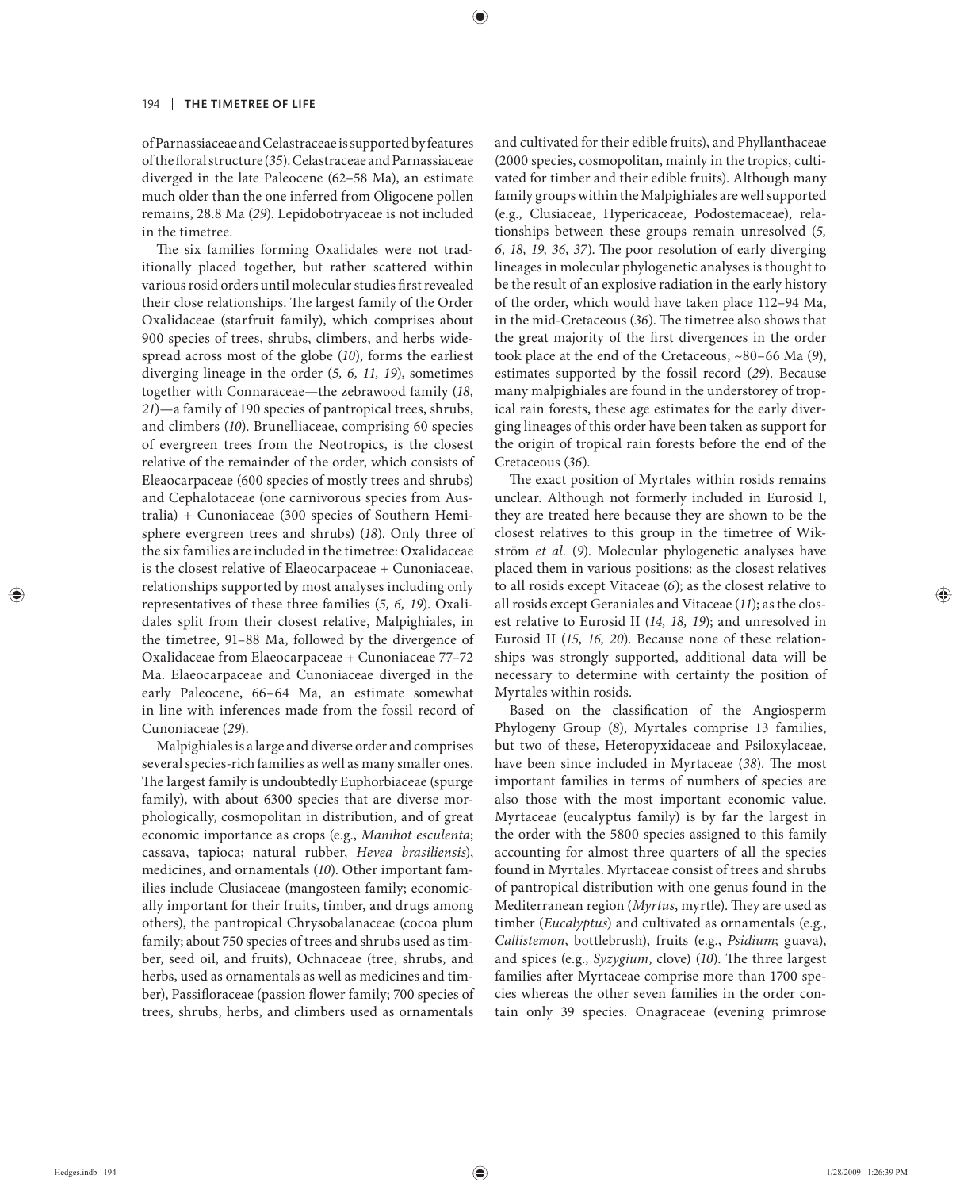of Parnassiaceae and Celastraceae is supported by features of the floral structure (*35*). Celastraceae and Parnassiaceae diverged in the late Paleocene (62–58 Ma), an estimate much older than the one inferred from Oligocene pollen remains, 28.8 Ma (*29*). Lepidobotryaceae is not included in the timetree.

The six families forming Oxalidales were not traditionally placed together, but rather scattered within various rosid orders until molecular studies first revealed their close relationships. The largest family of the Order Oxalidaceae (starfruit family), which comprises about 900 species of trees, shrubs, climbers, and herbs widespread across most of the globe (*10*), forms the earliest diverging lineage in the order (*5, 6, 11, 19*), sometimes together with Connaraceae—the zebrawood family (*18, 21*)—a family of 190 species of pantropical trees, shrubs, and climbers (*10*). Brunelliaceae, comprising 60 species of evergreen trees from the Neotropics, is the closest relative of the remainder of the order, which consists of Eleaocarpaceae (600 species of mostly trees and shrubs) and Cephalotaceae (one carnivorous species from Australia) + Cunoniaceae (300 species of Southern Hemisphere evergreen trees and shrubs) (*18*). Only three of the six families are included in the timetree: Oxalidaceae is the closest relative of Elaeocarpaceae + Cunoniaceae, relationships supported by most analyses including only representatives of these three families (*5, 6, 19*). Oxalidales split from their closest relative, Malpighiales, in the timetree, 91–88 Ma, followed by the divergence of Oxalidaceae from Elaeocarpaceae + Cunoniaceae 77–72 Ma. Elaeocarpaceae and Cunoniaceae diverged in the early Paleocene, 66–64 Ma, an estimate somewhat in line with inferences made from the fossil record of Cunoniaceae (*29*).

Malpighiales is a large and diverse order and comprises several species-rich families as well as many smaller ones. The largest family is undoubtedly Euphorbiaceae (spurge family), with about 6300 species that are diverse morphologically, cosmopolitan in distribution, and of great economic importance as crops (e.g., *Manihot esculenta*; cassava, tapioca; natural rubber, *Hevea brasiliensis*), medicines, and ornamentals (*10*). Other important families include Clusiaceae (mangosteen family; economically important for their fruits, timber, and drugs among others), the pantropical Chrysobalanaceae (cocoa plum family; about 750 species of trees and shrubs used as timber, seed oil, and fruits), Ochnaceae (tree, shrubs, and herbs, used as ornamentals as well as medicines and timber), Passifloraceae (passion flower family; 700 species of trees, shrubs, herbs, and climbers used as ornamentals and cultivated for their edible fruits), and Phyllanthaceae (2000 species, cosmopolitan, mainly in the tropics, cultivated for timber and their edible fruits). Although many family groups within the Malpighiales are well supported (e.g., Clusiaceae, Hypericaceae, Podostemaceae), relationships between these groups remain unresolved (*5, 6, 18, 19, 36, 37*). The poor resolution of early diverging lineages in molecular phylogenetic analyses is thought to be the result of an explosive radiation in the early history of the order, which would have taken place 112–94 Ma, in the mid-Cretaceous (*36*). The timetree also shows that the great majority of the first divergences in the order took place at the end of the Cretaceous, ~80–66 Ma (*9*), estimates supported by the fossil record (*29*). Because many malpighiales are found in the understorey of tropical rain forests, these age estimates for the early diverging lineages of this order have been taken as support for the origin of tropical rain forests before the end of the Cretaceous (*36*).

The exact position of Myrtales within rosids remains unclear. Although not formerly included in Eurosid I, they are treated here because they are shown to be the closest relatives to this group in the timetree of Wikström *et al.* (*9*). Molecular phylogenetic analyses have placed them in various positions: as the closest relatives to all rosids except Vitaceae (*6*); as the closest relative to all rosids except Geraniales and Vitaceae (*11*); as the closest relative to Eurosid II (*14, 18, 19*); and unresolved in Eurosid II (*15, 16, 20*). Because none of these relationships was strongly supported, additional data will be necessary to determine with certainty the position of Myrtales within rosids.

Based on the classification of the Angiosperm Phylogeny Group (*8*), Myrtales comprise 13 families, but two of these, Heteropyxidaceae and Psiloxylaceae, have been since included in Myrtaceae (*38*). The most important families in terms of numbers of species are also those with the most important economic value. Myrtaceae (eucalyptus family) is by far the largest in the order with the 5800 species assigned to this family accounting for almost three quarters of all the species found in Myrtales. Myrtaceae consist of trees and shrubs of pantropical distribution with one genus found in the Mediterranean region (*Myrtus*, myrtle). They are used as timber (*Eucalyptus*) and cultivated as ornamentals (e.g., *Callistemon*, bottlebrush), fruits (e.g., *Psidium*; guava), and spices (e.g., *Syzygium*, clove) (*10*). The three largest families after Myrtaceae comprise more than 1700 species whereas the other seven families in the order contain only 39 species. Onagraceae (evening primrose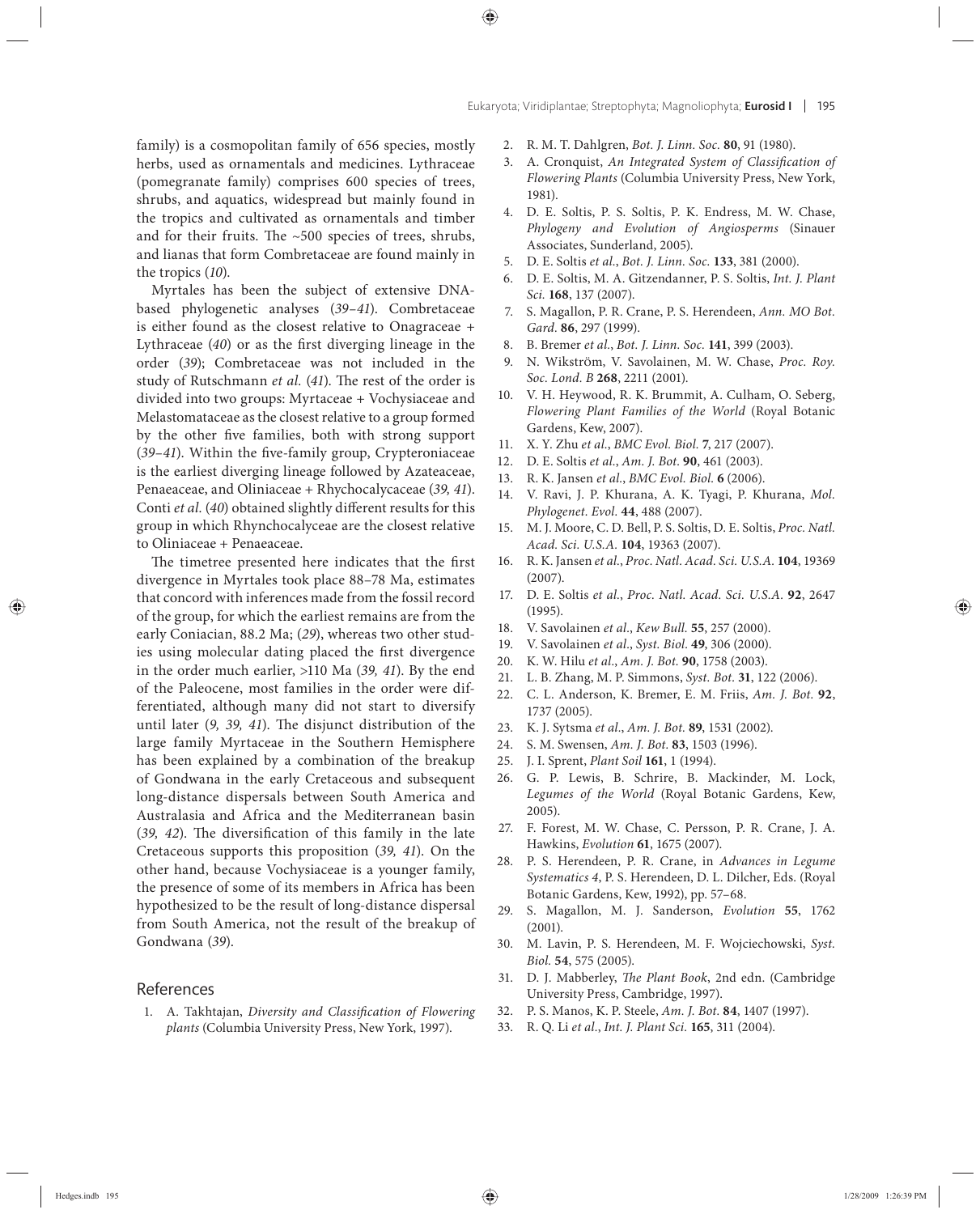family) is a cosmopolitan family of 656 species, mostly herbs, used as ornamentals and medicines. Lythraceae (pomegranate family) comprises 600 species of trees, shrubs, and aquatics, widespread but mainly found in the tropics and cultivated as ornamentals and timber and for their fruits. The ~500 species of trees, shrubs, and lianas that form Combretaceae are found mainly in the tropics (*10*).

Myrtales has been the subject of extensive DNA-based phylogenetic analyses (*39–41*). Combretaceae is either found as the closest relative to Onagraceae + Lythraceae (*40*) or as the first diverging lineage in the order (*39*); Combretaceae was not included in the study of Rutschmann *et al.* (*41*). The rest of the order is divided into two groups: Myrtaceae + Vochysiaceae and Melastomataceae as the closest relative to a group formed by the other five families, both with strong support (*39–41*). Within the five-family group, Crypteroniaceae is the earliest diverging lineage followed by Azateaceae, Penaeaceae, and Oliniaceae + Rhychocalycaceae (*39, 41*). Conti *et al.* (*40*) obtained slightly different results for this group in which Rhynchocalyceae are the closest relative to Oliniaceae + Penaeaceae.

The timetree presented here indicates that the first divergence in Myrtales took place 88–78 Ma, estimates that concord with inferences made from the fossil record of the group, for which the earliest remains are from the early Coniacian, 88.2 Ma; (*29*), whereas two other studies using molecular dating placed the first divergence in the order much earlier, >110 Ma (*39, 41*). By the end of the Paleocene, most families in the order were differentiated, although many did not start to diversify until later (*9, 39, 41*). The disjunct distribution of the large family Myrtaceae in the Southern Hemisphere has been explained by a combination of the breakup of Gondwana in the early Cretaceous and subsequent long-distance dispersals between South America and Australasia and Africa and the Mediterranean basin (*39, 42*). The diversification of this family in the late Cretaceous supports this proposition (*39, 41*). On the other hand, because Vochysiaceae is a younger family, the presence of some of its members in Africa has been hypothesized to be the result of long-distance dispersal from South America, not the result of the breakup of Gondwana (*39*).

## References

1. A. Takhtajan, *Diversity and Classification of Flowering plants* (Columbia University Press, New York, 1997).
2. R. M. T. Dahlgren, *Bot. J. Linn. Soc.* **80**, 91 (1980).
3. A. Cronquist, *An Integrated System of Classification of Flowering Plants* (Columbia University Press, New York, 1981).
4. D. E. Soltis, P. S. Soltis, P. K. Endress, M. W. Chase, *Phylogeny and Evolution of Angiosperms* (Sinauer Associates, Sunderland, 2005).
5. D. E. Soltis *et al.*, *Bot. J. Linn. Soc.* **133**, 381 (2000).
6. D. E. Soltis, M. A. Gitzendanner, P. S. Soltis, *Int. J. Plant Sci.* **168**, 137 (2007).
7. S. Magallon, P. R. Crane, P. S. Herendeen, *Ann. MO Bot. Gard.* **86**, 297 (1999).
8. B. Bremer *et al.*, *Bot. J. Linn. Soc.* **141**, 399 (2003).
9. N. Wikström, V. Savolainen, M. W. Chase, *Proc. Roy. Soc. Lond. B* **268**, 2211 (2001).
10. V. H. Heywood, R. K. Brummit, A. Culham, O. Seberg, *Flowering Plant Families of the World* (Royal Botanic Gardens, Kew, 2007).
11. X. Y. Zhu *et al.*, *BMC Evol. Biol.* **7**, 217 (2007).
12. D. E. Soltis *et al.*, *Am. J. Bot.* **90**, 461 (2003).
13. R. K. Jansen *et al.*, *BMC Evol. Biol.* **6** (2006).
14. V. Ravi, J. P. Khurana, A. K. Tyagi, P. Khurana, *Mol. Phylogenet. Evol.* **44**, 488 (2007).
15. M. J. Moore, C. D. Bell, P. S. Soltis, D. E. Soltis, *Proc. Natl. Acad. Sci. U.S.A.* **104**, 19363 (2007).
16. R. K. Jansen *et al.*, *Proc. Natl. Acad. Sci. U.S.A.* **104**, 19369 (2007).
17. D. E. Soltis *et al.*, *Proc. Natl. Acad. Sci. U.S.A.* **92**, 2647 (1995).
18. V. Savolainen *et al.*, *Kew Bull.* **55**, 257 (2000).
19. V. Savolainen *et al.*, *Syst. Biol.* **49**, 306 (2000).
20. K. W. Hilu *et al.*, *Am. J. Bot.* **90**, 1758 (2003).
21. L. B. Zhang, M. P. Simmons, *Syst. Bot.* **31**, 122 (2006).
22. C. L. Anderson, K. Bremer, E. M. Friis, *Am. J. Bot.* **92**, 1737 (2005).
23. K. J. Sytsma *et al.*, *Am. J. Bot.* **89**, 1531 (2002).
24. S. M. Swensen, *Am. J. Bot.* **83**, 1503 (1996).
25. J. I. Sprent, *Plant Soil* **161**, 1 (1994).
26. G. P. Lewis, B. Schrire, B. Mackinder, M. Lock, *Legumes of the World* (Royal Botanic Gardens, Kew, 2005).
27. F. Forest, M. W. Chase, C. Persson, P. R. Crane, J. A. Hawkins, *Evolution* **61**, 1675 (2007).
28. P. S. Herendeen, P. R. Crane, in *Advances in Legume Systematics 4*, P. S. Herendeen, D. L. Dilcher, Eds. (Royal Botanic Gardens, Kew, 1992), pp. 57–68.
29. S. Magallon, M. J. Sanderson, *Evolution* **55**, 1762 (2001).
30. M. Lavin, P. S. Herendeen, M. F. Wojciechowski, *Syst. Biol.* **54**, 575 (2005).
31. D. J. Mabberley, *The Plant Book*, 2nd edn. (Cambridge University Press, Cambridge, 1997).
32. P. S. Manos, K. P. Steele, *Am. J. Bot.* **84**, 1407 (1997).
33. R. Q. Li *et al.*, *Int. J. Plant Sci.* **165**, 311 (2004).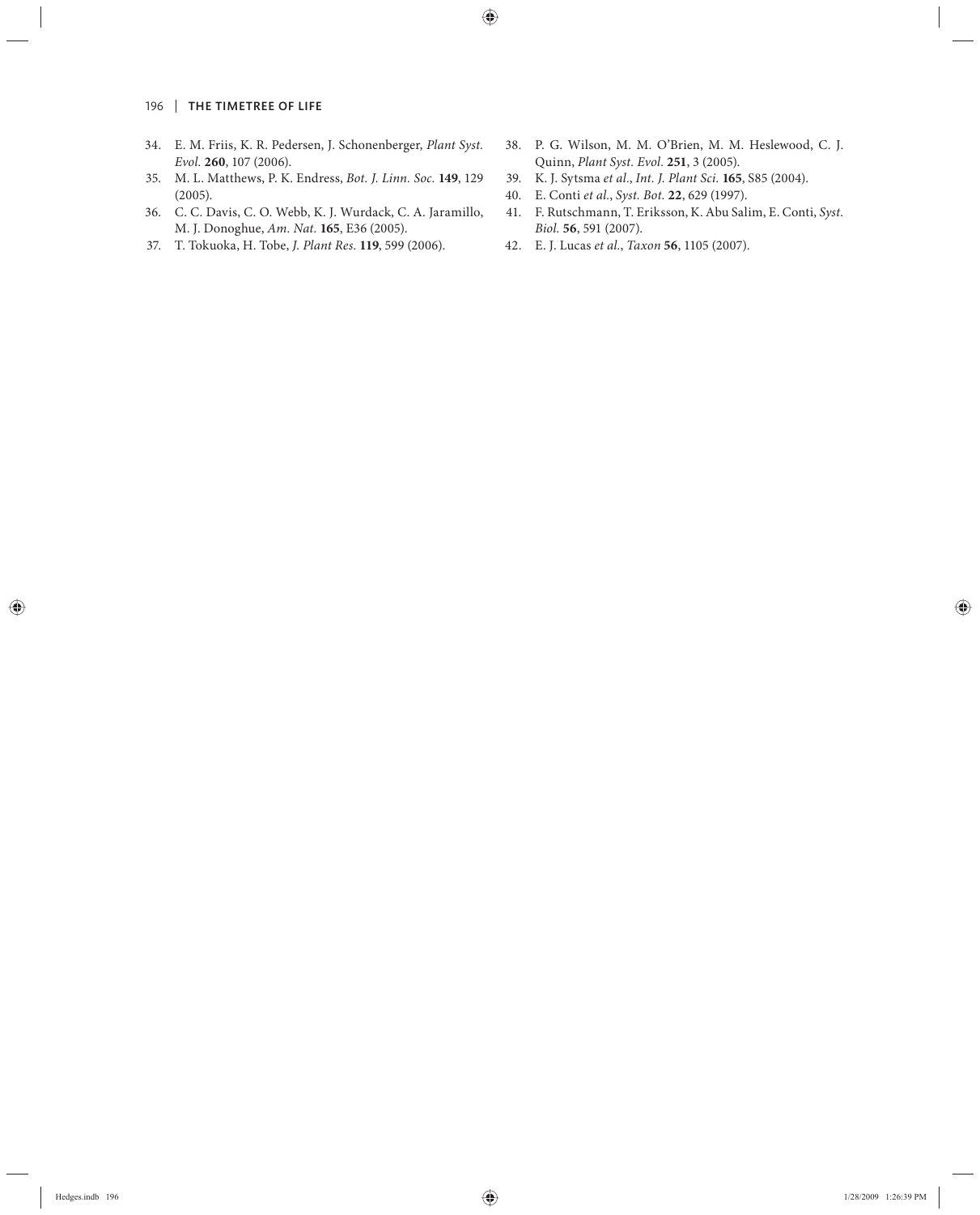34. E. M. Friis, K. R. Pedersen, J. Schonenberger, *Plant Syst. Evol.* **260**, 107 (2006).
35. M. L. Matthews, P. K. Endress, *Bot. J. Linn. Soc.* **149**, 129 (2005).
36. C. C. Davis, C. O. Webb, K. J. Wurdack, C. A. Jaramillo, M. J. Donoghue, *Am. Nat.* **165**, E36 (2005).
37. T. Tokuoka, H. Tobe, *J. Plant Res.* **119**, 599 (2006).
38. P. G. Wilson, M. M. O'Brien, M. M. Heslewood, C. J. Quinn, *Plant Syst. Evol.* **251**, 3 (2005).
39. K. J. Sytsma *et al.*, *Int. J. Plant Sci.* **165**, S85 (2004).
40. E. Conti *et al.*, *Syst. Bot.* **22**, 629 (1997).
41. F. Rutschmann, T. Eriksson, K. Abu Salim, E. Conti, *Syst. Biol.* **56**, 591 (2007).
42. E. J. Lucas *et al.*, *Taxon* **56**, 1105 (2007).